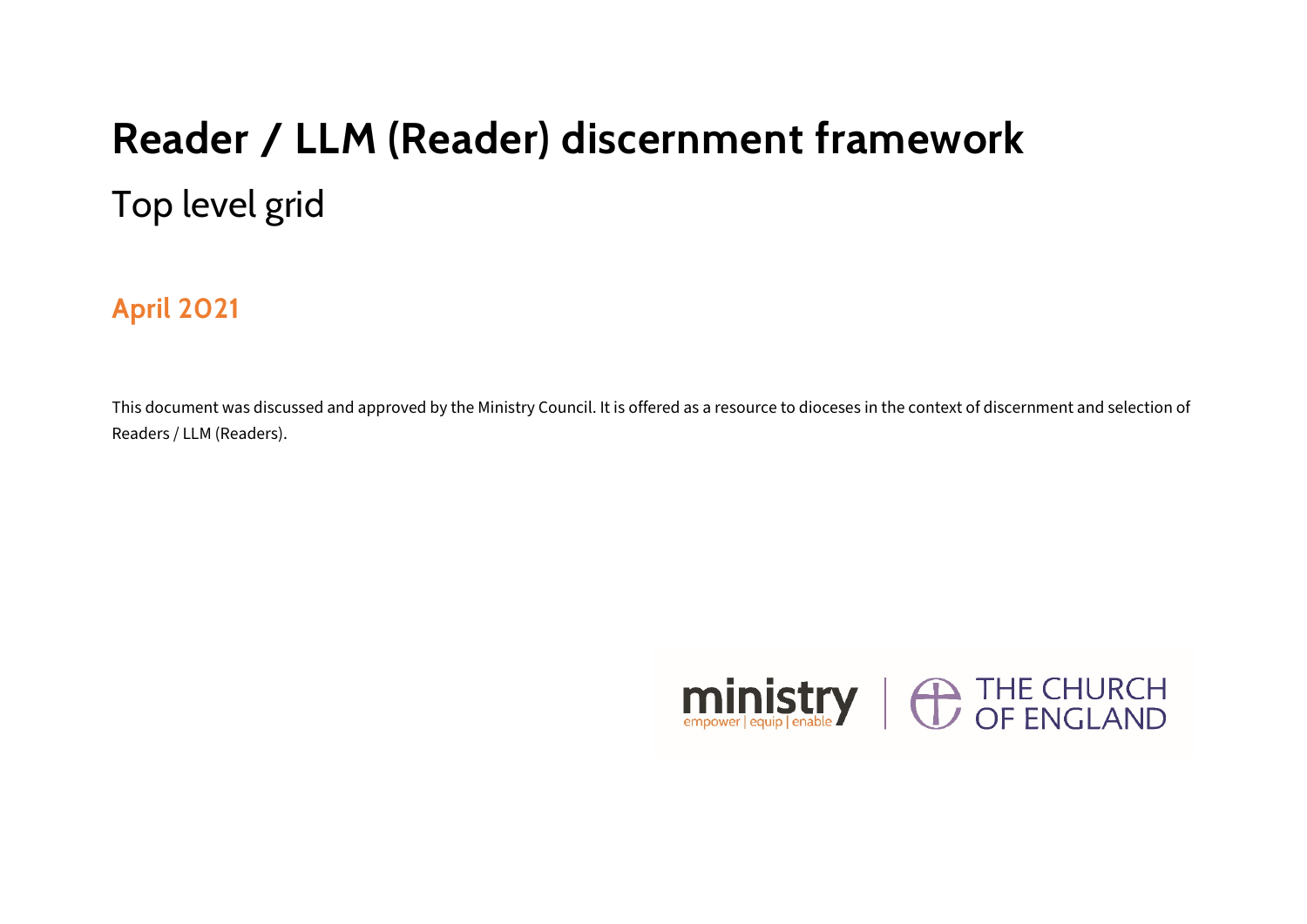# Reader / LLM (Reader) discernment framework

## Top level grid

**April 2021**

This document was discussed and approved by the Ministry Council. It is offered as a resource to dioceses in the context of discernment and selection of Readers / LLM (Readers).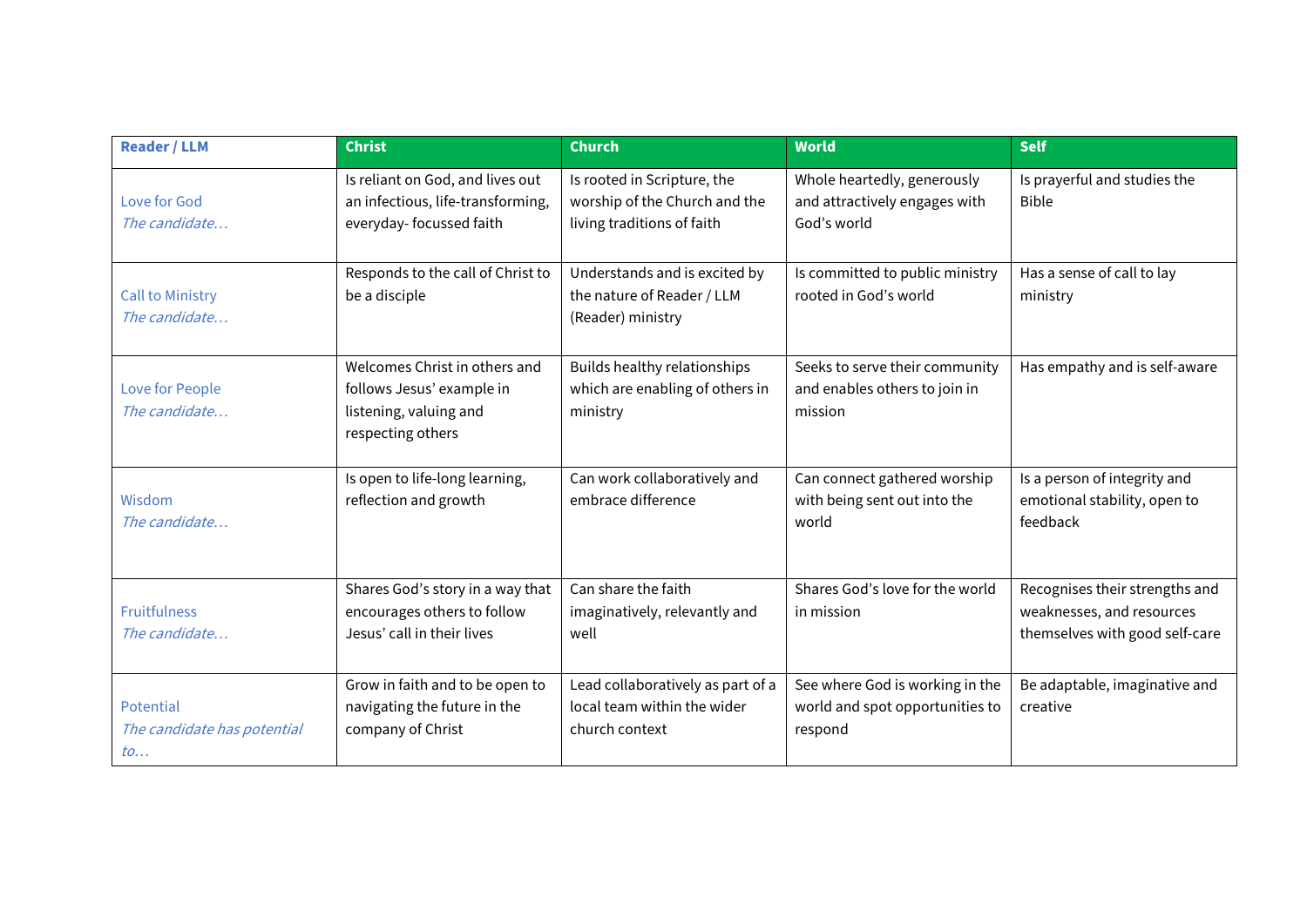| Reader / LLM | Christ | Church | World | Self |
|---|---|---|---|---|
| Love for God<br>*The candidate…* | Is reliant on God, and lives out an infectious, life-transforming, everyday- focussed faith | Is rooted in Scripture, the worship of the Church and the living traditions of faith | Whole heartedly, generously and attractively engages with God's world | Is prayerful and studies the Bible |
| Call to Ministry<br>*The candidate…* | Responds to the call of Christ to be a disciple | Understands and is excited by the nature of Reader / LLM (Reader) ministry | Is committed to public ministry rooted in God's world | Has a sense of call to lay ministry |
| Love for People<br>*The candidate…* | Welcomes Christ in others and follows Jesus' example in listening, valuing and respecting others | Builds healthy relationships which are enabling of others in ministry | Seeks to serve their community and enables others to join in mission | Has empathy and is self-aware |
| Wisdom<br>*The candidate…* | Is open to life-long learning, reflection and growth | Can work collaboratively and embrace difference | Can connect gathered worship with being sent out into the world | Is a person of integrity and emotional stability, open to feedback |
| Fruitfulness<br>*The candidate…* | Shares God's story in a way that encourages others to follow Jesus' call in their lives | Can share the faith imaginatively, relevantly and well | Shares God's love for the world in mission | Recognises their strengths and weaknesses, and resources themselves with good self-care |
| Potential<br>*The candidate has potential to…* | Grow in faith and to be open to navigating the future in the company of Christ | Lead collaboratively as part of a local team within the wider church context | See where God is working in the world and spot opportunities to respond | Be adaptable, imaginative and creative |